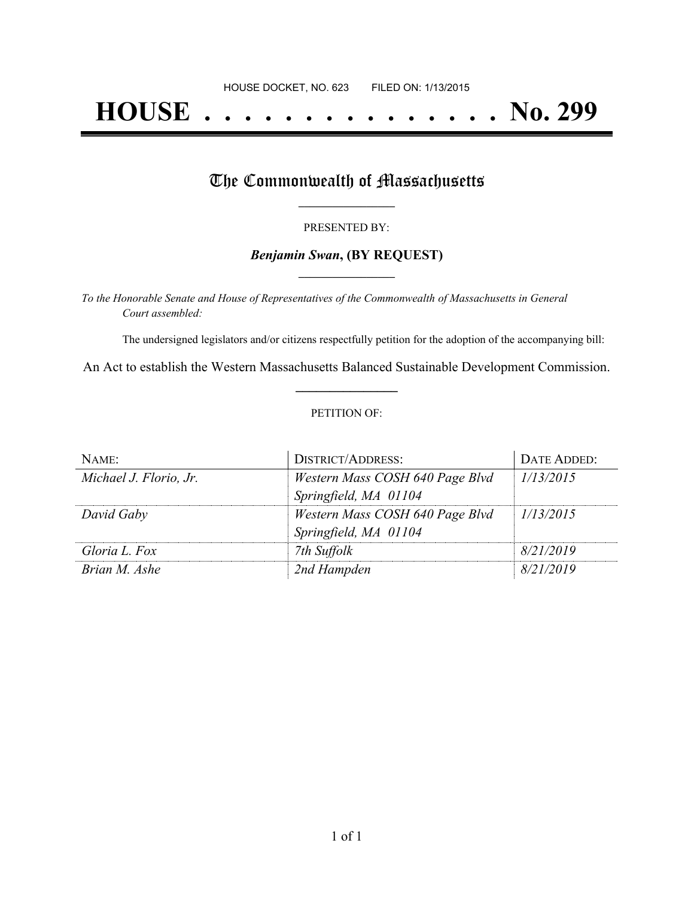HOUSE DOCKET, NO. 623        FILED ON: 1/13/2015

# HOUSE . . . . . . . . . . . . . . . No. 299

## The Commonwealth of Massachusetts

PRESENTED BY:

***Benjamin Swan*, (BY REQUEST)**

*To the Honorable Senate and House of Representatives of the Commonwealth of Massachusetts in General Court assembled:*

The undersigned legislators and/or citizens respectfully petition for the adoption of the accompanying bill:

An Act to establish the Western Massachusetts Balanced Sustainable Development Commission.

PETITION OF:

| NAME: | DISTRICT/ADDRESS: | DATE ADDED: |
| --- | --- | --- |
| *Michael J. Florio, Jr.* | *Western Mass COSH 640 Page Blvd Springfield, MA 01104* | *1/13/2015* |
| *David Gaby* | *Western Mass COSH 640 Page Blvd Springfield, MA 01104* | *1/13/2015* |
| *Gloria L. Fox* | *7th Suffolk* | *8/21/2019* |
| *Brian M. Ashe* | *2nd Hampden* | *8/21/2019* |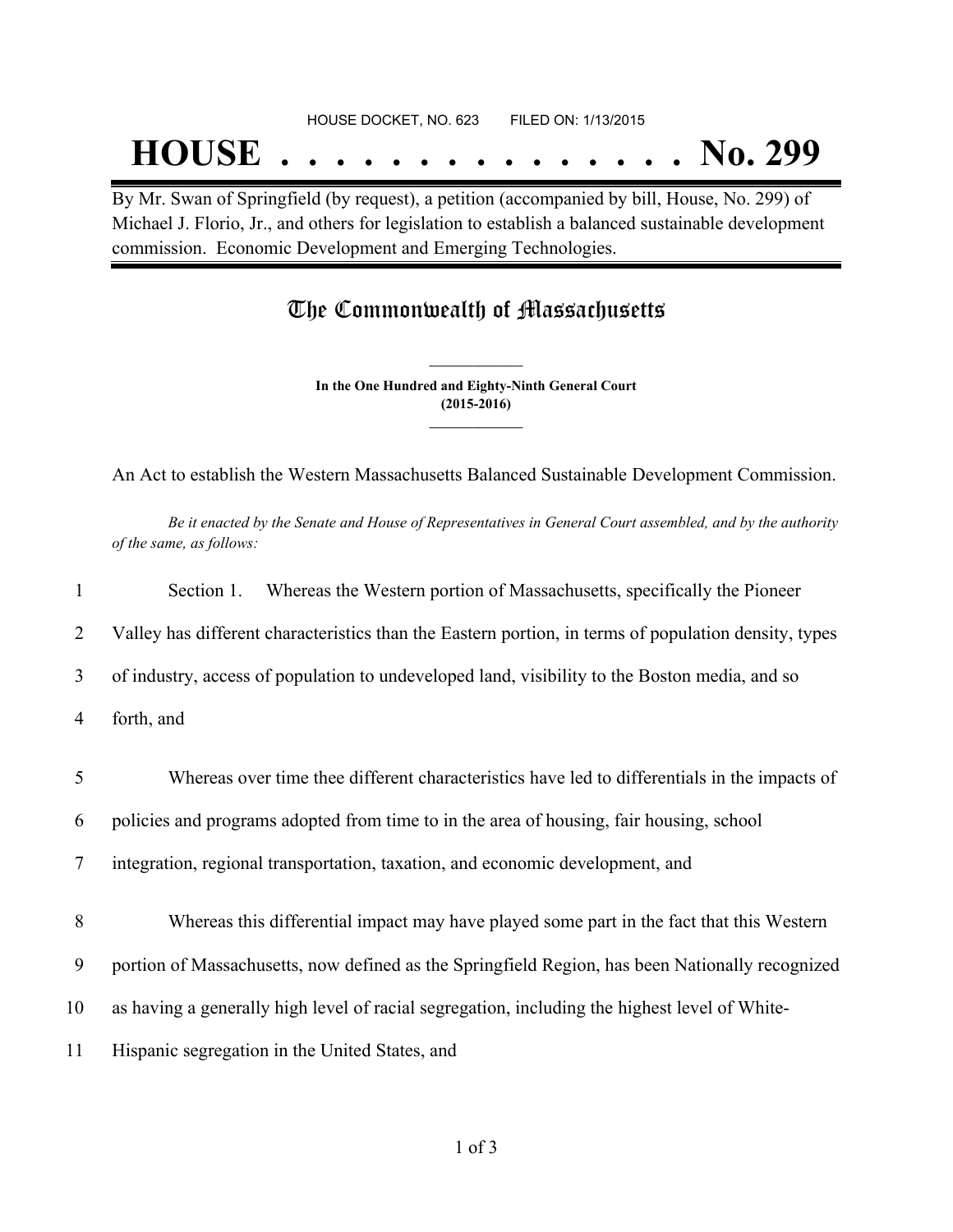HOUSE DOCKET, NO. 623 FILED ON: 1/13/2015

# HOUSE . . . . . . . . . . . . . . . No. 299

By Mr. Swan of Springfield (by request), a petition (accompanied by bill, House, No. 299) of Michael J. Florio, Jr., and others for legislation to establish a balanced sustainable development commission. Economic Development and Emerging Technologies.

## The Commonwealth of Massachusetts

**In the One Hundred and Eighty-Ninth General Court**
**(2015-2016)**

An Act to establish the Western Massachusetts Balanced Sustainable Development Commission.

*Be it enacted by the Senate and House of Representatives in General Court assembled, and by the authority of the same, as follows:*

1 Section 1. Whereas the Western portion of Massachusetts, specifically the Pioneer
2 Valley has different characteristics than the Eastern portion, in terms of population density, types
3 of industry, access of population to undeveloped land, visibility to the Boston media, and so
4 forth, and

5 Whereas over time thee different characteristics have led to differentials in the impacts of
6 policies and programs adopted from time to in the area of housing, fair housing, school
7 integration, regional transportation, taxation, and economic development, and

8 Whereas this differential impact may have played some part in the fact that this Western
9 portion of Massachusetts, now defined as the Springfield Region, has been Nationally recognized
10 as having a generally high level of racial segregation, including the highest level of White-
11 Hispanic segregation in the United States, and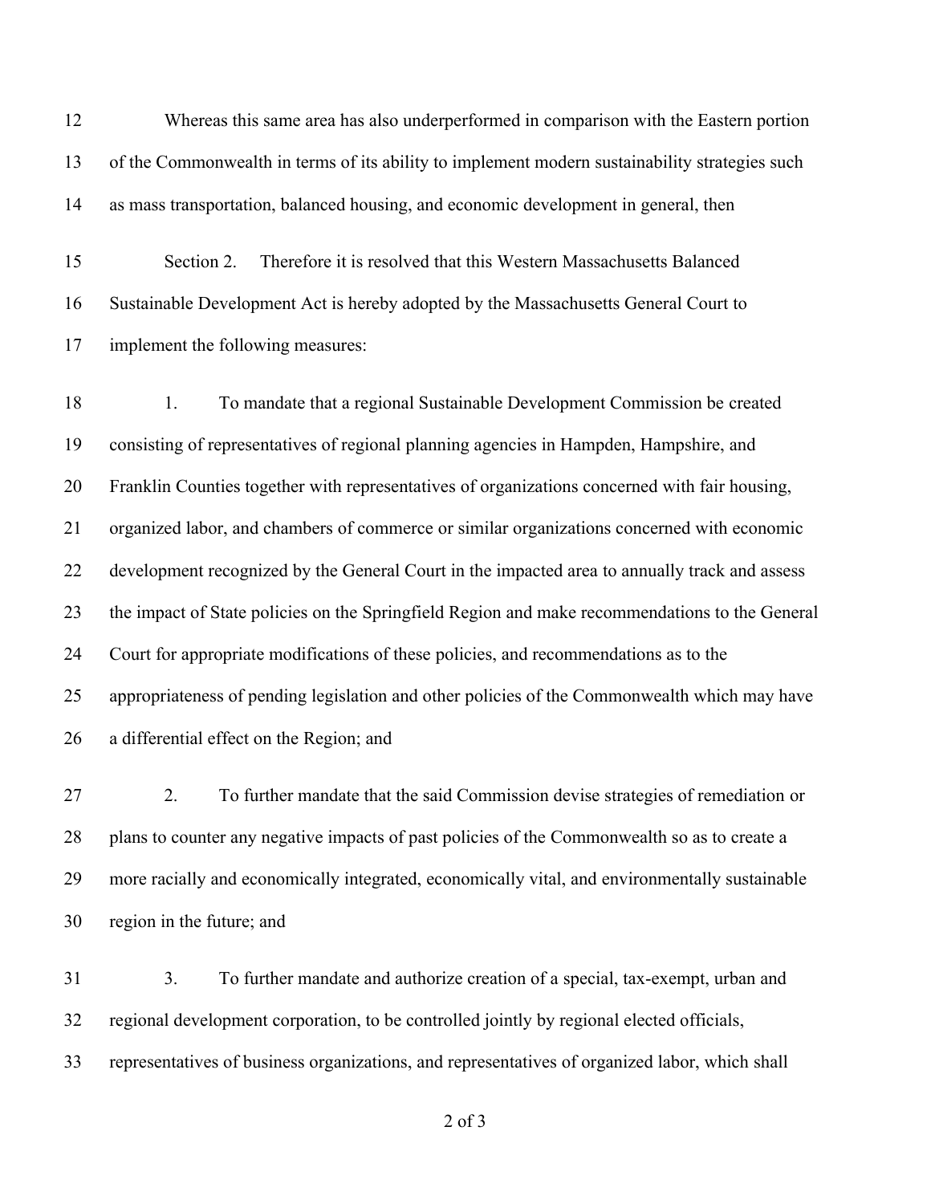Whereas this same area has also underperformed in comparison with the Eastern portion of the Commonwealth in terms of its ability to implement modern sustainability strategies such as mass transportation, balanced housing, and economic development in general, then

Section 2. Therefore it is resolved that this Western Massachusetts Balanced Sustainable Development Act is hereby adopted by the Massachusetts General Court to implement the following measures:

1. To mandate that a regional Sustainable Development Commission be created consisting of representatives of regional planning agencies in Hampden, Hampshire, and Franklin Counties together with representatives of organizations concerned with fair housing, organized labor, and chambers of commerce or similar organizations concerned with economic development recognized by the General Court in the impacted area to annually track and assess the impact of State policies on the Springfield Region and make recommendations to the General Court for appropriate modifications of these policies, and recommendations as to the appropriateness of pending legislation and other policies of the Commonwealth which may have a differential effect on the Region; and

2. To further mandate that the said Commission devise strategies of remediation or plans to counter any negative impacts of past policies of the Commonwealth so as to create a more racially and economically integrated, economically vital, and environmentally sustainable region in the future; and

3. To further mandate and authorize creation of a special, tax-exempt, urban and regional development corporation, to be controlled jointly by regional elected officials, representatives of business organizations, and representatives of organized labor, which shall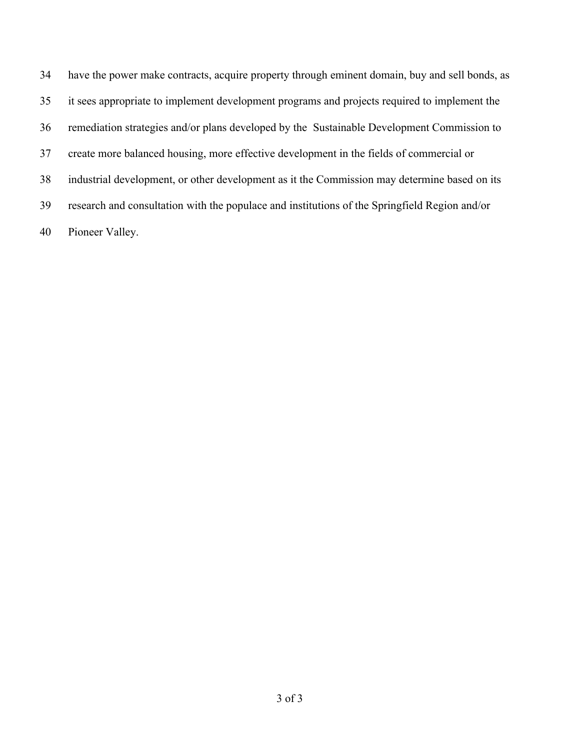34 have the power make contracts, acquire property through eminent domain, buy and sell bonds, as

35 it sees appropriate to implement development programs and projects required to implement the

36 remediation strategies and/or plans developed by the Sustainable Development Commission to

37 create more balanced housing, more effective development in the fields of commercial or

38 industrial development, or other development as it the Commission may determine based on its

39 research and consultation with the populace and institutions of the Springfield Region and/or

40 Pioneer Valley.